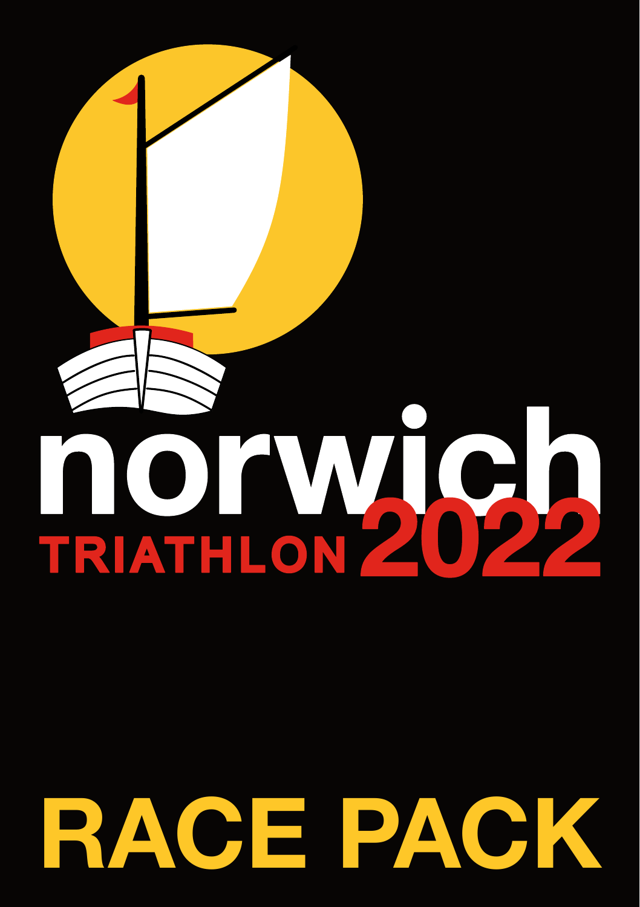# norwich TRIATHLON 2022

# RACE PACK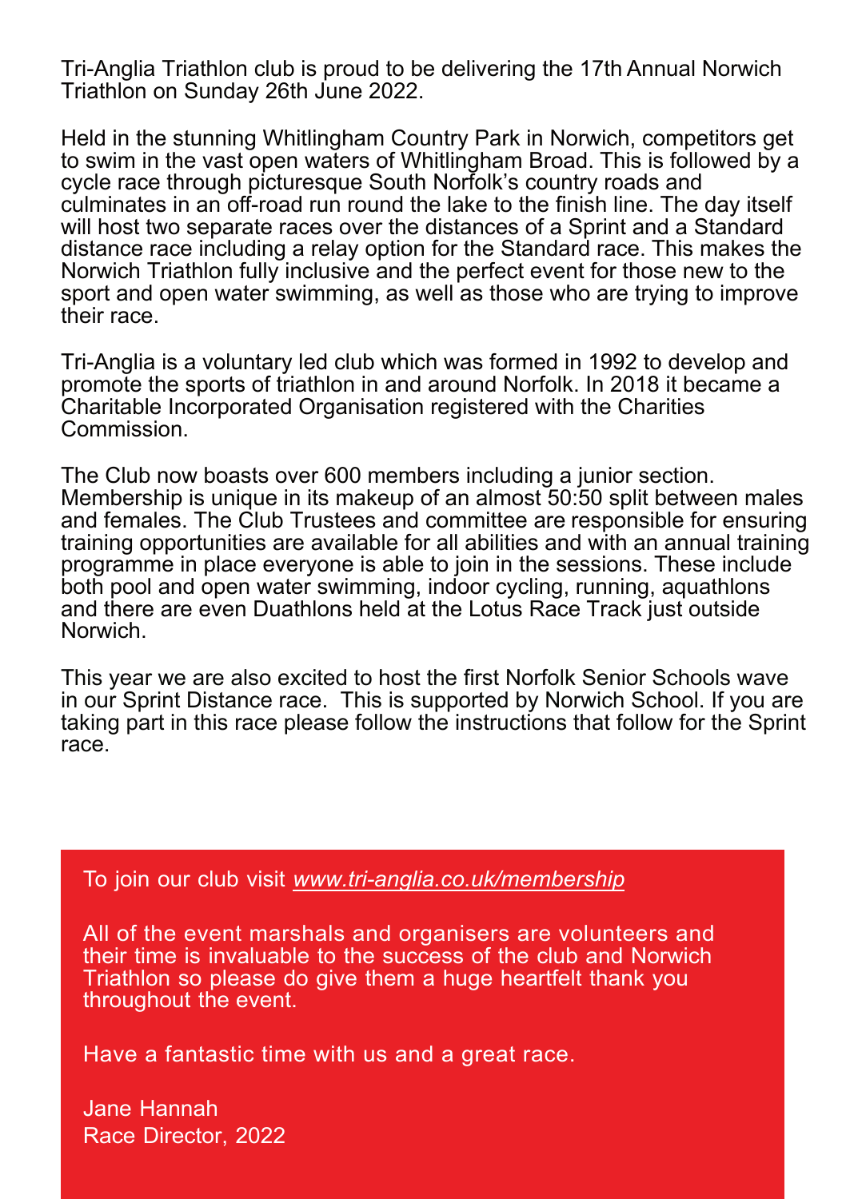Tri-Anglia Triathlon club is proud to be delivering the 17th Annual Norwich Triathlon on Sunday 26th June 2022.

Held in the stunning Whitlingham Country Park in Norwich, competitors get to swim in the vast open waters of Whitlingham Broad. This is followed by a cycle race through picturesque South Norfolk's country roads and culminates in an off-road run round the lake to the finish line. The day itself will host two separate races over the distances of a Sprint and a Standard distance race including a relay option for the Standard race. This makes the Norwich Triathlon fully inclusive and the perfect event for those new to the sport and open water swimming, as well as those who are trying to improve their race.

Tri-Anglia is a voluntary led club which was formed in 1992 to develop and promote the sports of triathlon in and around Norfolk. In 2018 it became a Charitable Incorporated Organisation registered with the Charities Commission.

The Club now boasts over 600 members including a junior section. Membership is unique in its makeup of an almost 50:50 split between males and females. The Club Trustees and committee are responsible for ensuring training opportunities are available for all abilities and with an annual training programme in place everyone is able to join in the sessions. These include both pool and open water swimming, indoor cycling, running, aquathlons and there are even Duathlons held at the Lotus Race Track just outside Norwich.

This year we are also excited to host the first Norfolk Senior Schools wave in our Sprint Distance race. This is supported by Norwich School. If you are taking part in this race please follow the instructions that follow for the Sprint race.

To join our club visit *www.tri-anglia.co.uk/membership*

All of the event marshals and organisers are volunteers and their time is invaluable to the success of the club and Norwich Triathlon so please do give them a huge heartfelt thank you throughout the event.

Have a fantastic time with us and a great race.

Jane Hannah
Race Director, 2022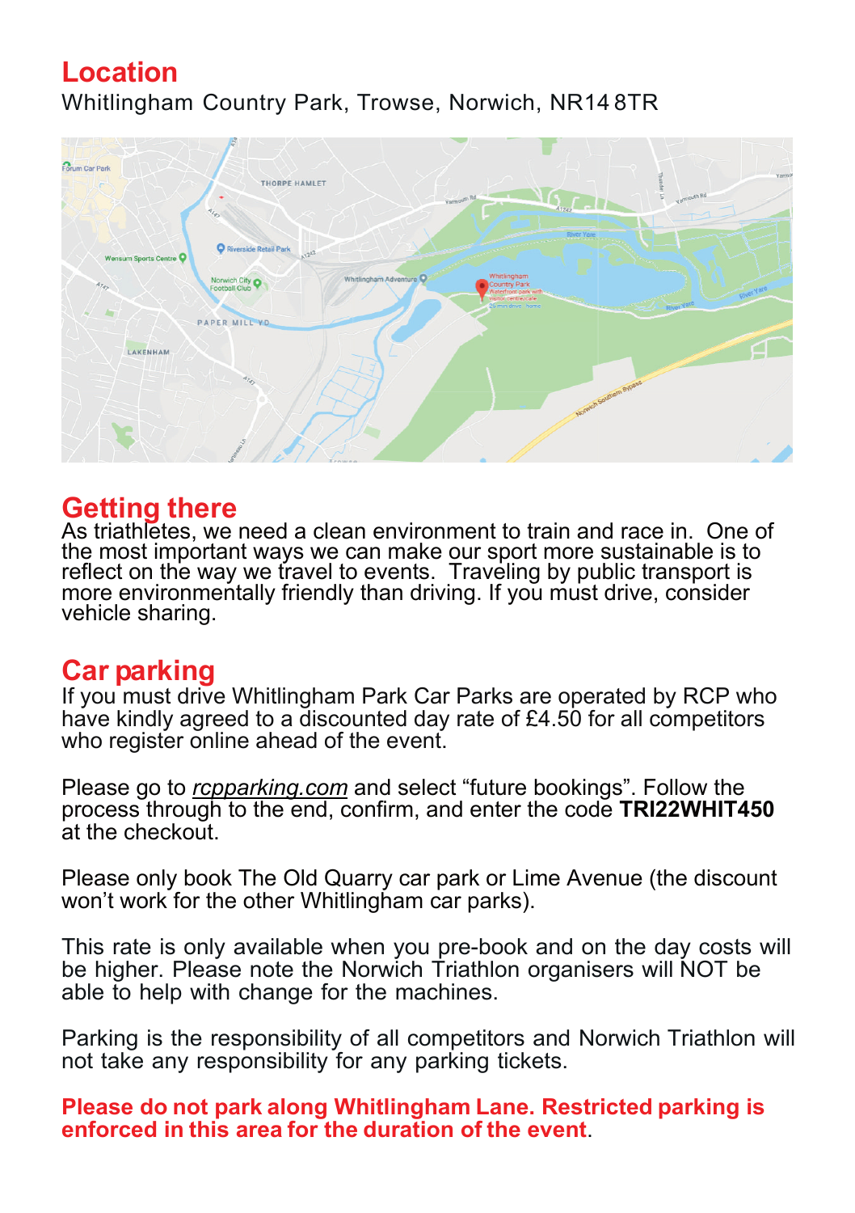## Location

Whitlingham Country Park, Trowse, Norwich, NR14 8TR

## Getting there

As triathletes, we need a clean environment to train and race in. One of the most important ways we can make our sport more sustainable is to reflect on the way we travel to events. Traveling by public transport is more environmentally friendly than driving. If you must drive, consider vehicle sharing.

## Car parking

If you must drive Whitlingham Park Car Parks are operated by RCP who have kindly agreed to a discounted day rate of £4.50 for all competitors who register online ahead of the event.

Please go to *rcpparking.com* and select “future bookings”. Follow the process through to the end, confirm, and enter the code **TRI22WHIT450** at the checkout.

Please only book The Old Quarry car park or Lime Avenue (the discount won’t work for the other Whitlingham car parks).

This rate is only available when you pre-book and on the day costs will be higher. Please note the Norwich Triathlon organisers will NOT be able to help with change for the machines.

Parking is the responsibility of all competitors and Norwich Triathlon will not take any responsibility for any parking tickets.

**Please do not park along Whitlingham Lane. Restricted parking is enforced in this area for the duration of the event**.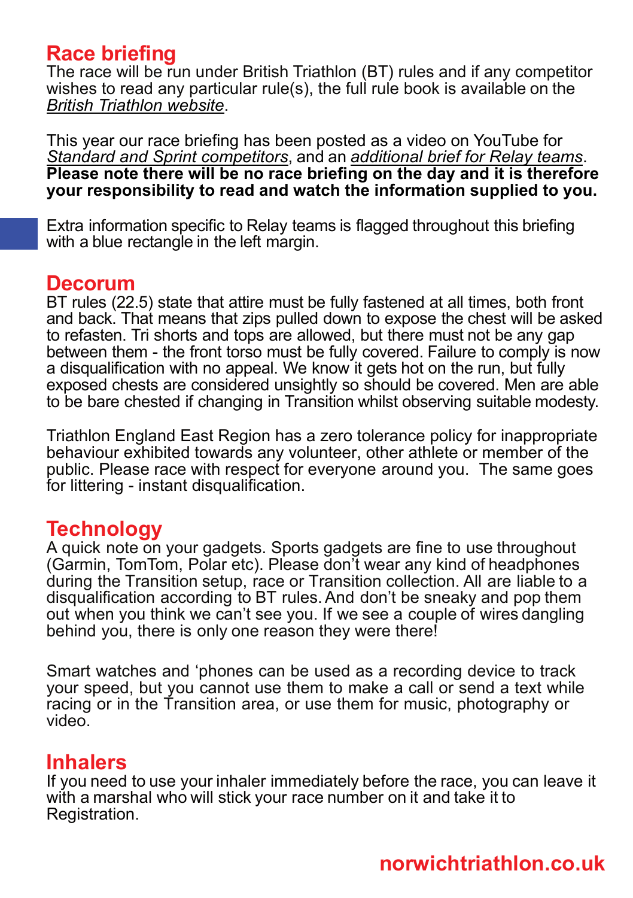## Race briefing

The race will be run under British Triathlon (BT) rules and if any competitor wishes to read any particular rule(s), the full rule book is available on the *British Triathlon website*.

This year our race briefing has been posted as a video on YouTube for *Standard and Sprint competitors*, and an *additional brief for Relay teams*. **Please note there will be no race briefing on the day and it is therefore your responsibility to read and watch the information supplied to you.**

Extra information specific to Relay teams is flagged throughout this briefing with a blue rectangle in the left margin.

## Decorum

BT rules (22.5) state that attire must be fully fastened at all times, both front and back. That means that zips pulled down to expose the chest will be asked to refasten. Tri shorts and tops are allowed, but there must not be any gap between them - the front torso must be fully covered. Failure to comply is now a disqualification with no appeal. We know it gets hot on the run, but fully exposed chests are considered unsightly so should be covered. Men are able to be bare chested if changing in Transition whilst observing suitable modesty.

Triathlon England East Region has a zero tolerance policy for inappropriate behaviour exhibited towards any volunteer, other athlete or member of the public. Please race with respect for everyone around you. The same goes for littering - instant disqualification.

## Technology

A quick note on your gadgets. Sports gadgets are fine to use throughout (Garmin, TomTom, Polar etc). Please don't wear any kind of headphones during the Transition setup, race or Transition collection. All are liable to a disqualification according to BT rules. And don't be sneaky and pop them out when you think we can't see you. If we see a couple of wires dangling behind you, there is only one reason they were there!

Smart watches and 'phones can be used as a recording device to track your speed, but you cannot use them to make a call or send a text while racing or in the Transition area, or use them for music, photography or video.

## Inhalers

If you need to use your inhaler immediately before the race, you can leave it with a marshal who will stick your race number on it and take it to Registration.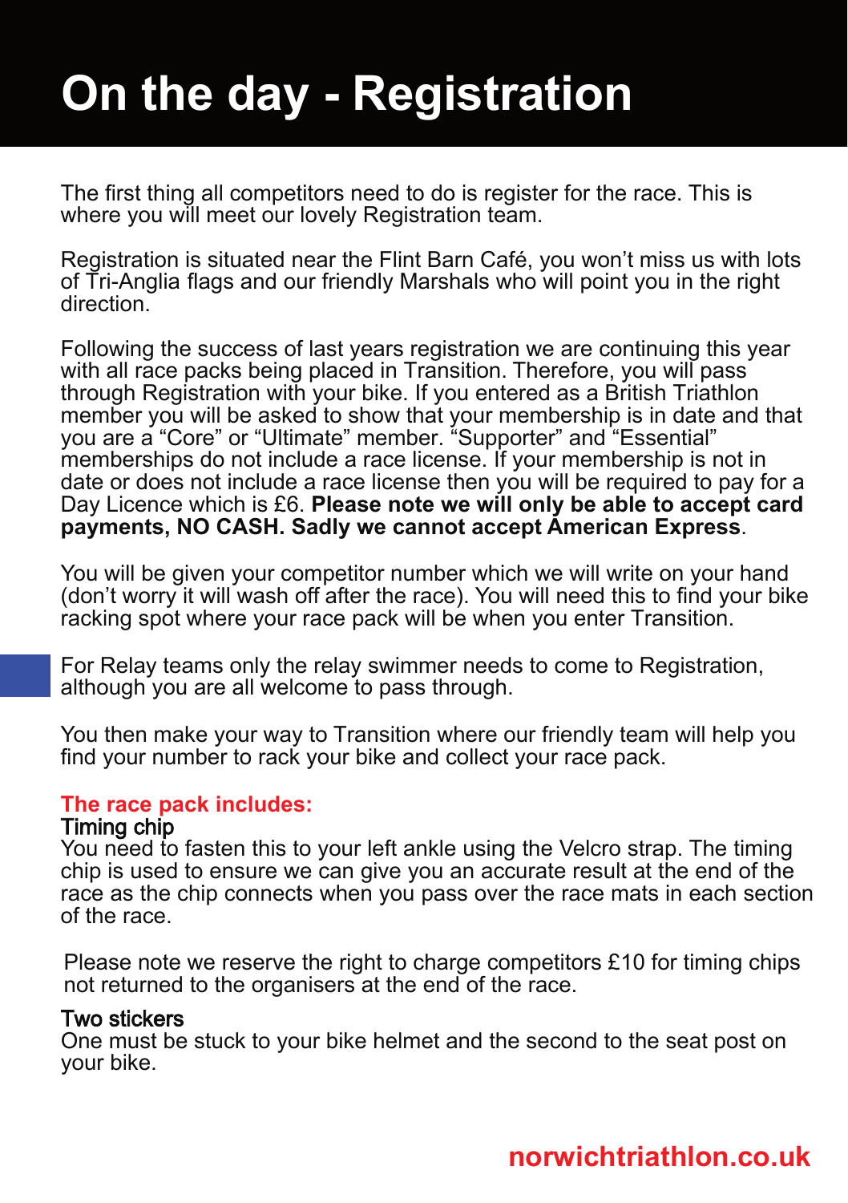# On the day - Registration

The first thing all competitors need to do is register for the race. This is where you will meet our lovely Registration team.

Registration is situated near the Flint Barn Café, you won't miss us with lots of Tri-Anglia flags and our friendly Marshals who will point you in the right direction.

Following the success of last years registration we are continuing this year with all race packs being placed in Transition. Therefore, you will pass through Registration with your bike. If you entered as a British Triathlon member you will be asked to show that your membership is in date and that you are a "Core" or "Ultimate" member. "Supporter" and "Essential" memberships do not include a race license. If your membership is not in date or does not include a race license then you will be required to pay for a Day Licence which is £6. **Please note we will only be able to accept card payments, NO CASH. Sadly we cannot accept American Express**.

You will be given your competitor number which we will write on your hand (don't worry it will wash off after the race). You will need this to find your bike racking spot where your race pack will be when you enter Transition.

For Relay teams only the relay swimmer needs to come to Registration, although you are all welcome to pass through.

You then make your way to Transition where our friendly team will help you find your number to rack your bike and collect your race pack.

**The race pack includes:**

Timing chip

You need to fasten this to your left ankle using the Velcro strap. The timing chip is used to ensure we can give you an accurate result at the end of the race as the chip connects when you pass over the race mats in each section of the race.

Please note we reserve the right to charge competitors £10 for timing chips not returned to the organisers at the end of the race.

Two stickers

One must be stuck to your bike helmet and the second to the seat post on your bike.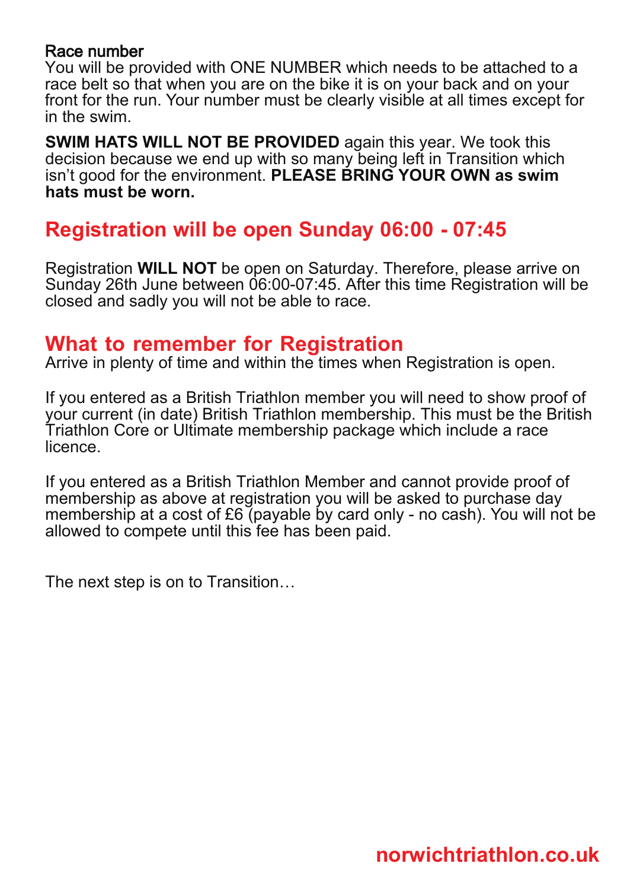### Race number

You will be provided with ONE NUMBER which needs to be attached to a race belt so that when you are on the bike it is on your back and on your front for the run. Your number must be clearly visible at all times except for in the swim.

**SWIM HATS WILL NOT BE PROVIDED** again this year. We took this decision because we end up with so many being left in Transition which isn't good for the environment. **PLEASE BRING YOUR OWN as swim hats must be worn.**

## Registration will be open Sunday 06:00 - 07:45

Registration **WILL NOT** be open on Saturday. Therefore, please arrive on Sunday 26th June between 06:00-07:45. After this time Registration will be closed and sadly you will not be able to race.

## What to remember for Registration

Arrive in plenty of time and within the times when Registration is open.

If you entered as a British Triathlon member you will need to show proof of your current (in date) British Triathlon membership. This must be the British Triathlon Core or Ultimate membership package which include a race licence.

If you entered as a British Triathlon Member and cannot provide proof of membership as above at registration you will be asked to purchase day membership at a cost of £6 (payable by card only - no cash). You will not be allowed to compete until this fee has been paid.

The next step is on to Transition…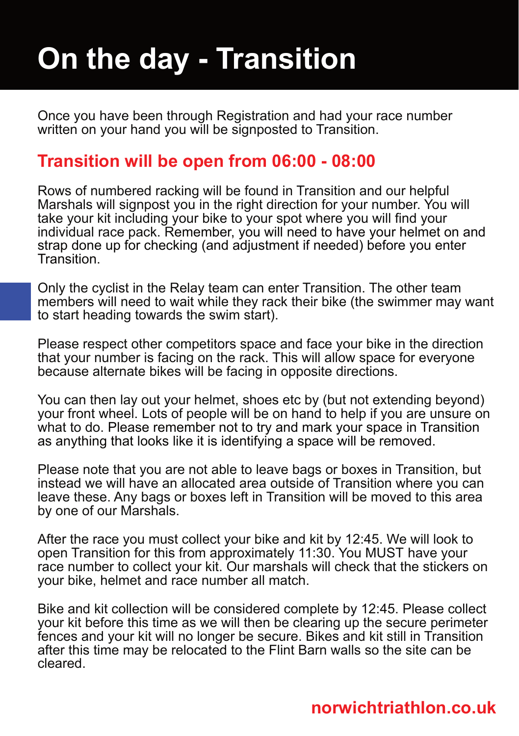# On the day - Transition

Once you have been through Registration and had your race number written on your hand you will be signposted to Transition.

## Transition will be open from 06:00 - 08:00

Rows of numbered racking will be found in Transition and our helpful Marshals will signpost you in the right direction for your number. You will take your kit including your bike to your spot where you will find your individual race pack. Remember, you will need to have your helmet on and strap done up for checking (and adjustment if needed) before you enter Transition.

Only the cyclist in the Relay team can enter Transition. The other team members will need to wait while they rack their bike (the swimmer may want to start heading towards the swim start).

Please respect other competitors space and face your bike in the direction that your number is facing on the rack. This will allow space for everyone because alternate bikes will be facing in opposite directions.

You can then lay out your helmet, shoes etc by (but not extending beyond) your front wheel. Lots of people will be on hand to help if you are unsure on what to do. Please remember not to try and mark your space in Transition as anything that looks like it is identifying a space will be removed.

Please note that you are not able to leave bags or boxes in Transition, but instead we will have an allocated area outside of Transition where you can leave these. Any bags or boxes left in Transition will be moved to this area by one of our Marshals.

After the race you must collect your bike and kit by 12:45. We will look to open Transition for this from approximately 11:30. You MUST have your race number to collect your kit. Our marshals will check that the stickers on your bike, helmet and race number all match.

Bike and kit collection will be considered complete by 12:45. Please collect your kit before this time as we will then be clearing up the secure perimeter fences and your kit will no longer be secure. Bikes and kit still in Transition after this time may be relocated to the Flint Barn walls so the site can be cleared.

**norwichtriathlon.co.uk**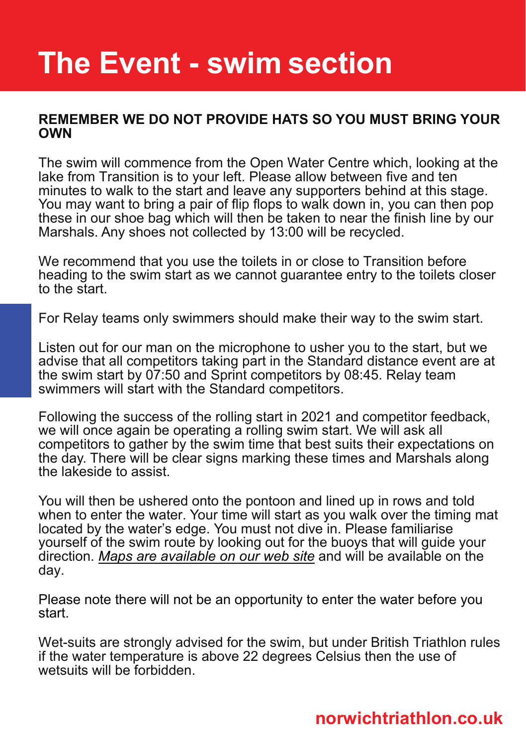# The Event - swim section

**REMEMBER WE DO NOT PROVIDE HATS SO YOU MUST BRING YOUR OWN**

The swim will commence from the Open Water Centre which, looking at the lake from Transition is to your left. Please allow between five and ten minutes to walk to the start and leave any supporters behind at this stage. You may want to bring a pair of flip flops to walk down in, you can then pop these in our shoe bag which will then be taken to near the finish line by our Marshals. Any shoes not collected by 13:00 will be recycled.

We recommend that you use the toilets in or close to Transition before heading to the swim start as we cannot guarantee entry to the toilets closer to the start.

For Relay teams only swimmers should make their way to the swim start.

Listen out for our man on the microphone to usher you to the start, but we advise that all competitors taking part in the Standard distance event are at the swim start by 07:50 and Sprint competitors by 08:45. Relay team swimmers will start with the Standard competitors.

Following the success of the rolling start in 2021 and competitor feedback, we will once again be operating a rolling swim start. We will ask all competitors to gather by the swim time that best suits their expectations on the day. There will be clear signs marking these times and Marshals along the lakeside to assist.

You will then be ushered onto the pontoon and lined up in rows and told when to enter the water. Your time will start as you walk over the timing mat located by the water's edge. You must not dive in. Please familiarise yourself of the swim route by looking out for the buoys that will guide your direction. *Maps are available on our web site* and will be available on the day.

Please note there will not be an opportunity to enter the water before you start.

Wet-suits are strongly advised for the swim, but under British Triathlon rules if the water temperature is above 22 degrees Celsius then the use of wetsuits will be forbidden.

norwichtriathlon.co.uk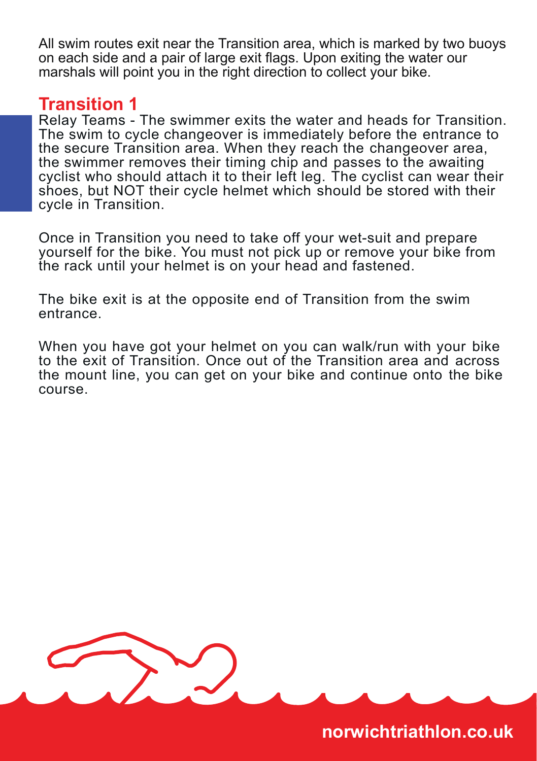All swim routes exit near the Transition area, which is marked by two buoys on each side and a pair of large exit flags. Upon exiting the water our marshals will point you in the right direction to collect your bike.

## Transition 1

Relay Teams - The swimmer exits the water and heads for Transition. The swim to cycle changeover is immediately before the entrance to the secure Transition area. When they reach the changeover area, the swimmer removes their timing chip and passes to the awaiting cyclist who should attach it to their left leg. The cyclist can wear their shoes, but NOT their cycle helmet which should be stored with their cycle in Transition.

Once in Transition you need to take off your wet-suit and prepare yourself for the bike. You must not pick up or remove your bike from the rack until your helmet is on your head and fastened.

The bike exit is at the opposite end of Transition from the swim entrance.

When you have got your helmet on you can walk/run with your bike to the exit of Transition. Once out of the Transition area and across the mount line, you can get on your bike and continue onto the bike course.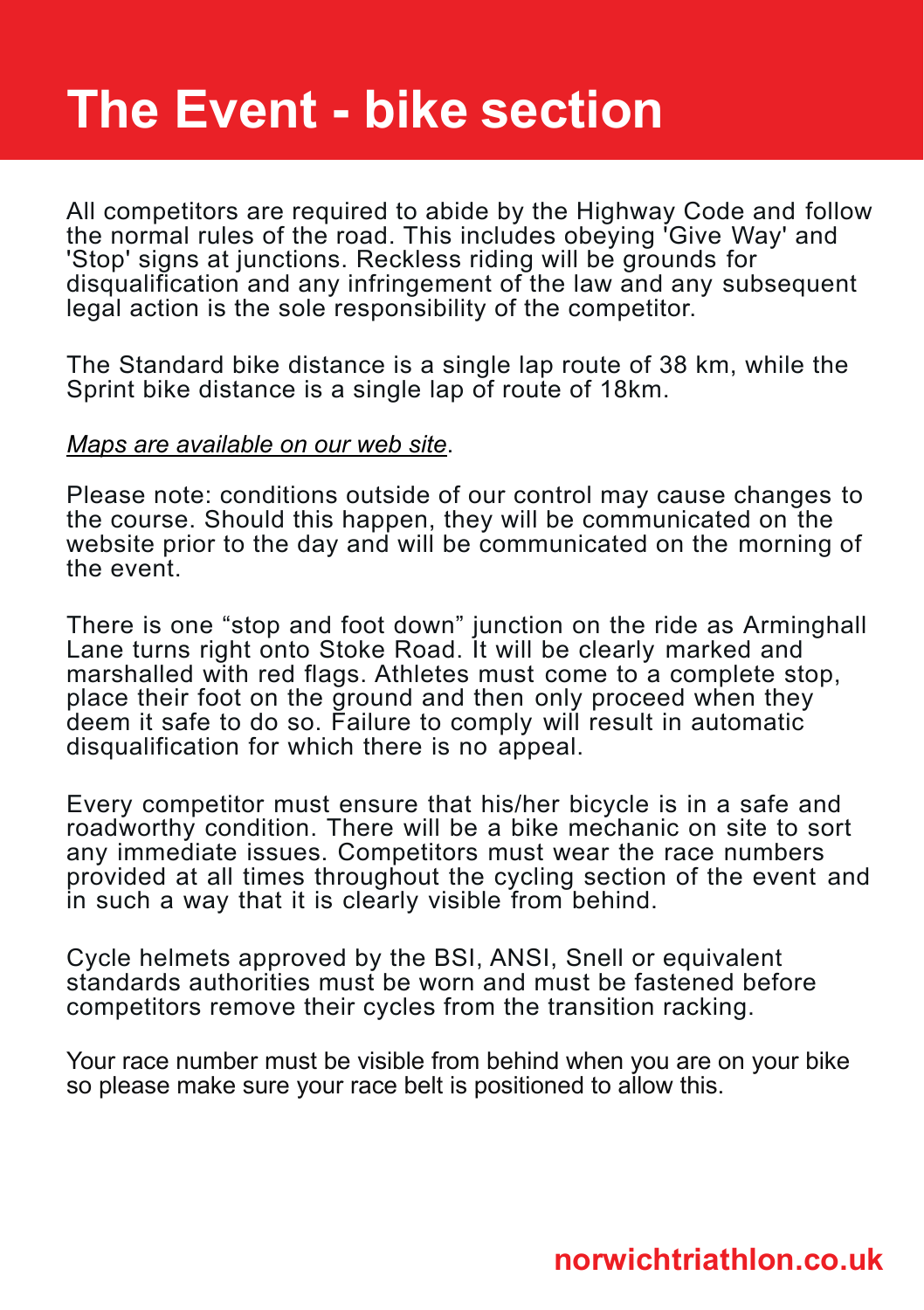# The Event - bike section

All competitors are required to abide by the Highway Code and follow the normal rules of the road. This includes obeying 'Give Way' and 'Stop' signs at junctions. Reckless riding will be grounds for disqualification and any infringement of the law and any subsequent legal action is the sole responsibility of the competitor.

The Standard bike distance is a single lap route of 38 km, while the Sprint bike distance is a single lap of route of 18km.

*Maps are available on our web site*.

Please note: conditions outside of our control may cause changes to the course. Should this happen, they will be communicated on the website prior to the day and will be communicated on the morning of the event.

There is one “stop and foot down” junction on the ride as Arminghall Lane turns right onto Stoke Road. It will be clearly marked and marshalled with red flags. Athletes must come to a complete stop, place their foot on the ground and then only proceed when they deem it safe to do so. Failure to comply will result in automatic disqualification for which there is no appeal.

Every competitor must ensure that his/her bicycle is in a safe and roadworthy condition. There will be a bike mechanic on site to sort any immediate issues. Competitors must wear the race numbers provided at all times throughout the cycling section of the event and in such a way that it is clearly visible from behind.

Cycle helmets approved by the BSI, ANSI, Snell or equivalent standards authorities must be worn and must be fastened before competitors remove their cycles from the transition racking.

Your race number must be visible from behind when you are on your bike so please make sure your race belt is positioned to allow this.

**norwichtriathlon.co.uk**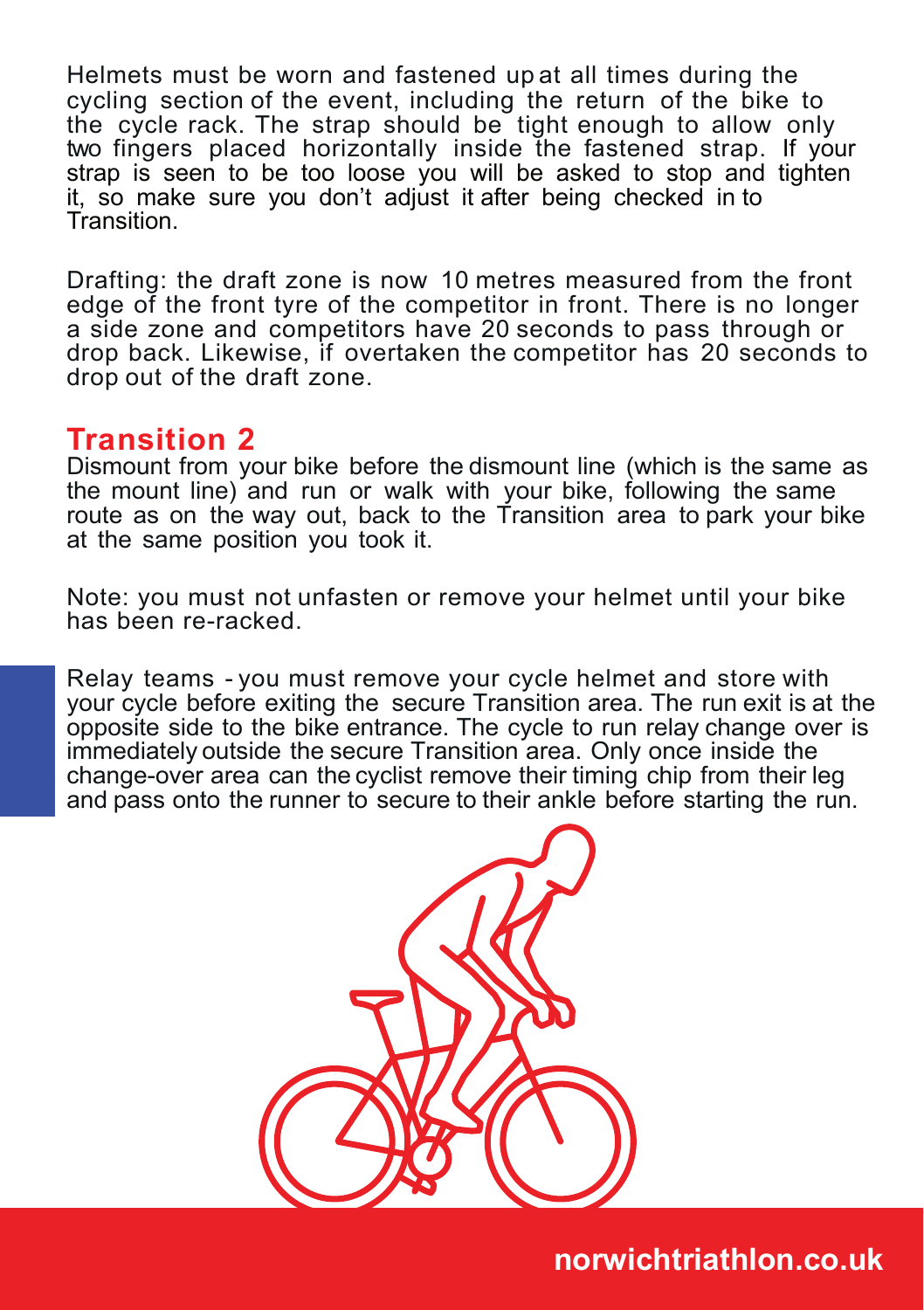Helmets must be worn and fastened up at all times during the cycling section of the event, including the return of the bike to the cycle rack. The strap should be tight enough to allow only two fingers placed horizontally inside the fastened strap. If your strap is seen to be too loose you will be asked to stop and tighten it, so make sure you don't adjust it after being checked in to Transition.

Drafting: the draft zone is now 10 metres measured from the front edge of the front tyre of the competitor in front. There is no longer a side zone and competitors have 20 seconds to pass through or drop back. Likewise, if overtaken the competitor has 20 seconds to drop out of the draft zone.

## Transition 2

Dismount from your bike before the dismount line (which is the same as the mount line) and run or walk with your bike, following the same route as on the way out, back to the Transition area to park your bike at the same position you took it.

Note: you must not unfasten or remove your helmet until your bike has been re-racked.

Relay teams - you must remove your cycle helmet and store with your cycle before exiting the secure Transition area. The run exit is at the opposite side to the bike entrance. The cycle to run relay change over is immediately outside the secure Transition area. Only once inside the change-over area can the cyclist remove their timing chip from their leg and pass onto the runner to secure to their ankle before starting the run.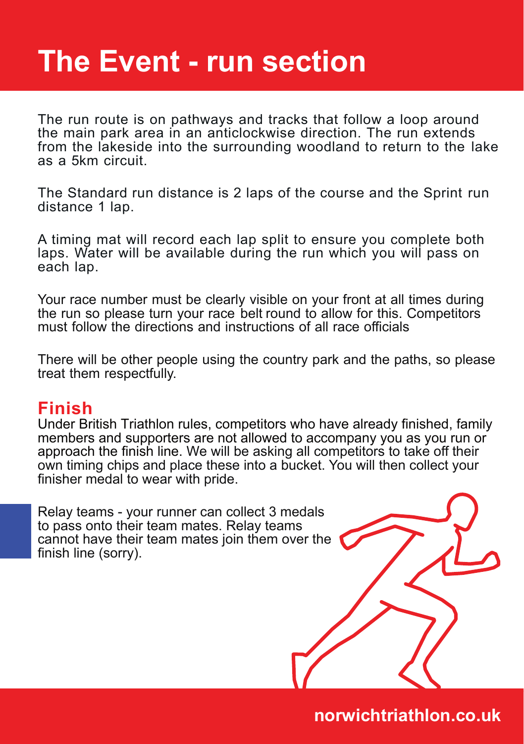# The Event - run section

The run route is on pathways and tracks that follow a loop around the main park area in an anticlockwise direction. The run extends from the lakeside into the surrounding woodland to return to the lake as a 5km circuit.

The Standard run distance is 2 laps of the course and the Sprint run distance 1 lap.

A timing mat will record each lap split to ensure you complete both laps. Water will be available during the run which you will pass on each lap.

Your race number must be clearly visible on your front at all times during the run so please turn your race belt round to allow for this. Competitors must follow the directions and instructions of all race officials

There will be other people using the country park and the paths, so please treat them respectfully.

## Finish

Under British Triathlon rules, competitors who have already finished, family members and supporters are not allowed to accompany you as you run or approach the finish line. We will be asking all competitors to take off their own timing chips and place these into a bucket. You will then collect your finisher medal to wear with pride.

Relay teams - your runner can collect 3 medals to pass onto their team mates. Relay teams cannot have their team mates join them over the finish line (sorry).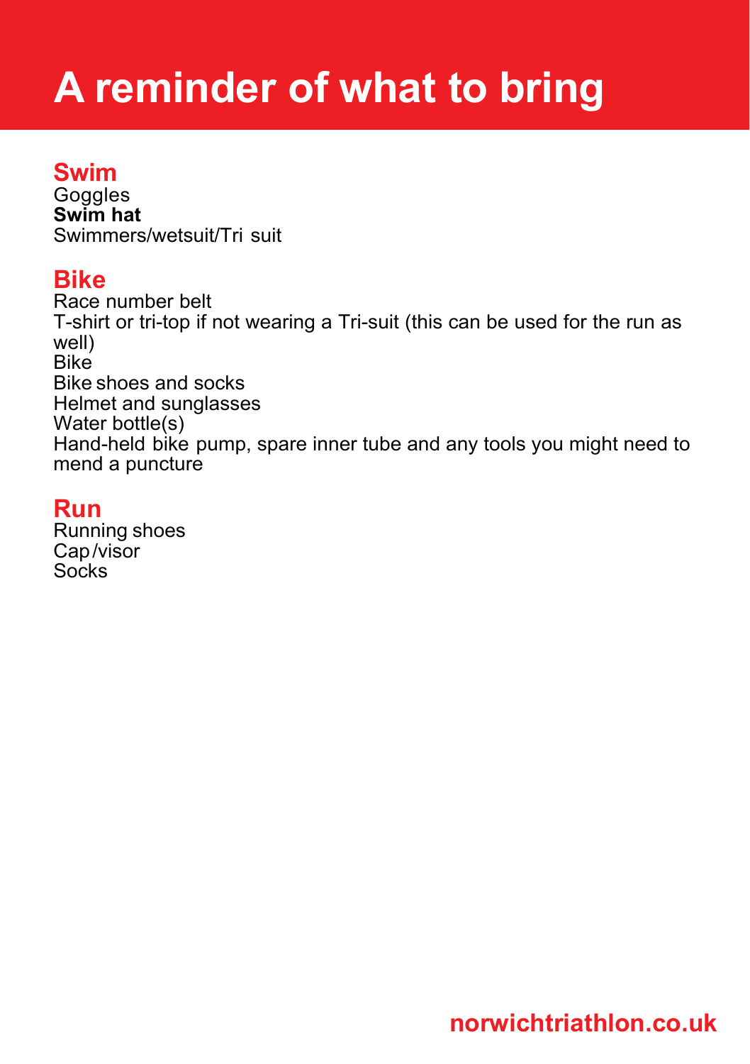# A reminder of what to bring

## Swim

Goggles
**Swim hat**
Swimmers/wetsuit/Tri suit

## Bike

Race number belt
T-shirt or tri-top if not wearing a Tri-suit (this can be used for the run as well)
Bike
Bike shoes and socks
Helmet and sunglasses
Water bottle(s)
Hand-held bike pump, spare inner tube and any tools you might need to mend a puncture

## Run

Running shoes
Cap/visor
Socks

**norwichtriathlon.co.uk**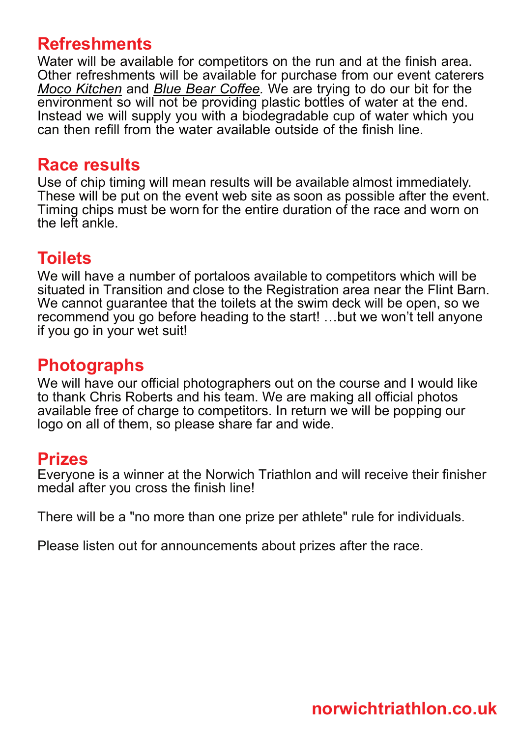## Refreshments

Water will be available for competitors on the run and at the finish area. Other refreshments will be available for purchase from our event caterers *Moco Kitchen* and *Blue Bear Coffee.* We are trying to do our bit for the environment so will not be providing plastic bottles of water at the end. Instead we will supply you with a biodegradable cup of water which you can then refill from the water available outside of the finish line.

## Race results

Use of chip timing will mean results will be available almost immediately. These will be put on the event web site as soon as possible after the event. Timing chips must be worn for the entire duration of the race and worn on the left ankle.

## Toilets

We will have a number of portaloos available to competitors which will be situated in Transition and close to the Registration area near the Flint Barn. We cannot guarantee that the toilets at the swim deck will be open, so we recommend you go before heading to the start! …but we won't tell anyone if you go in your wet suit!

## Photographs

We will have our official photographers out on the course and I would like to thank Chris Roberts and his team. We are making all official photos available free of charge to competitors. In return we will be popping our logo on all of them, so please share far and wide.

## Prizes

Everyone is a winner at the Norwich Triathlon and will receive their finisher medal after you cross the finish line!

There will be a "no more than one prize per athlete" rule for individuals.

Please listen out for announcements about prizes after the race.

**norwichtriathlon.co.uk**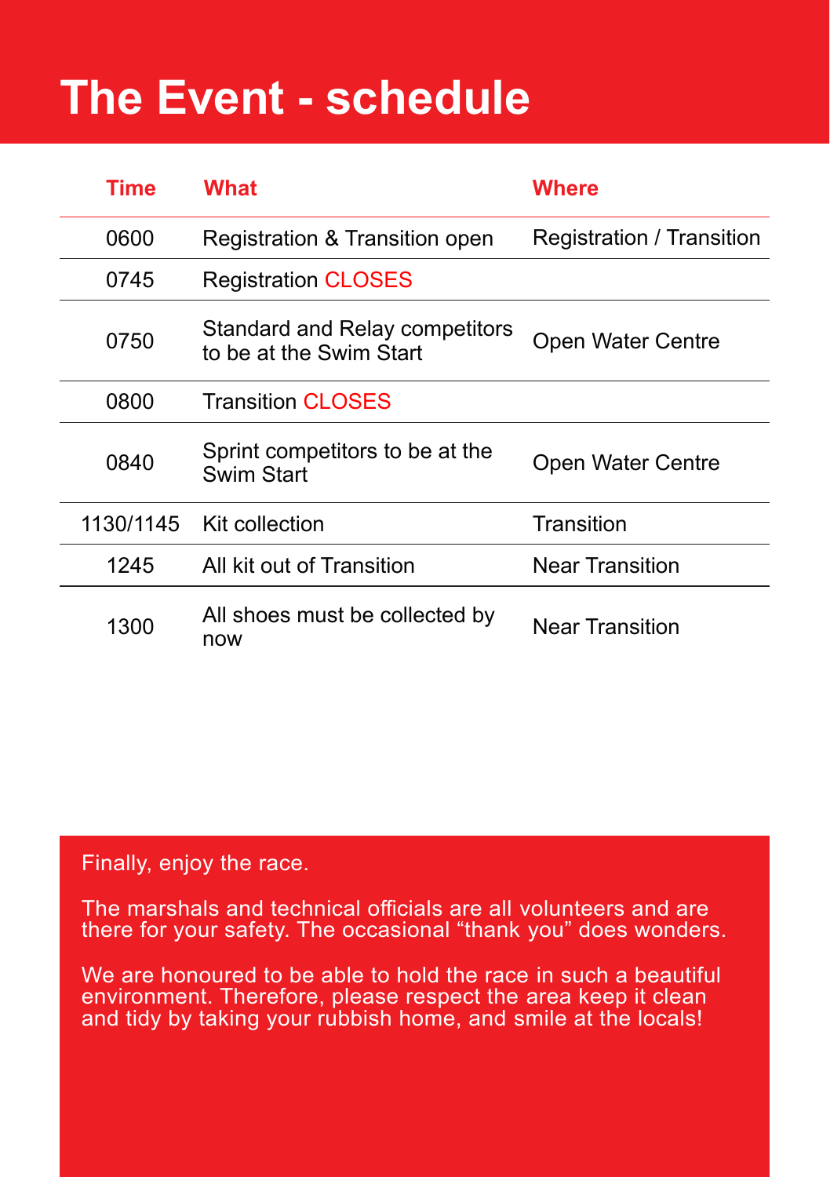# The Event - schedule

| Time | What | Where |
|---|---|---|
| 0600 | Registration & Transition open | Registration / Transition |
| 0745 | Registration CLOSES | |
| 0750 | Standard and Relay competitors to be at the Swim Start | Open Water Centre |
| 0800 | Transition CLOSES | |
| 0840 | Sprint competitors to be at the Swim Start | Open Water Centre |
| 1130/1145 | Kit collection | Transition |
| 1245 | All kit out of Transition | Near Transition |
| 1300 | All shoes must be collected by now | Near Transition |

Finally, enjoy the race.

The marshals and technical officials are all volunteers and are there for your safety. The occasional “thank you” does wonders.

We are honoured to be able to hold the race in such a beautiful environment. Therefore, please respect the area keep it clean and tidy by taking your rubbish home, and smile at the locals!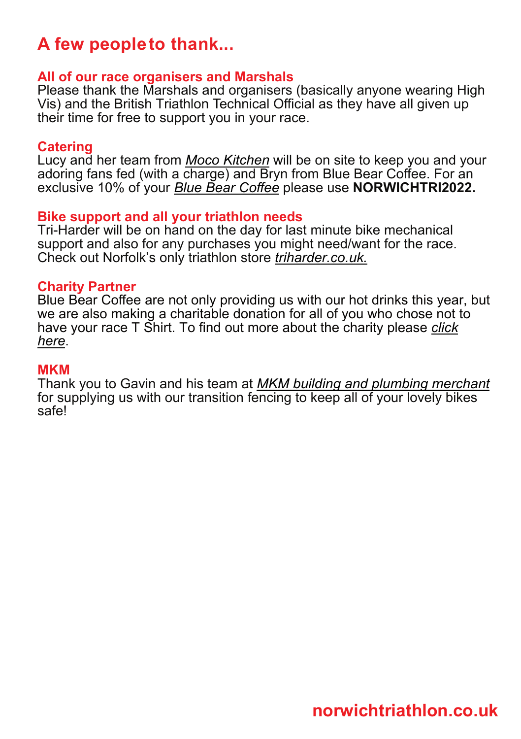# A few people to thank...

## All of our race organisers and Marshals

Please thank the Marshals and organisers (basically anyone wearing High Vis) and the British Triathlon Technical Official as they have all given up their time for free to support you in your race.

## Catering

Lucy and her team from *Moco Kitchen* will be on site to keep you and your adoring fans fed (with a charge) and Bryn from Blue Bear Coffee. For an exclusive 10% of your *Blue Bear Coffee* please use **NORWICHTRI2022.**

## Bike support and all your triathlon needs

Tri-Harder will be on hand on the day for last minute bike mechanical support and also for any purchases you might need/want for the race. Check out Norfolk's only triathlon store *triharder.co.uk.*

## Charity Partner

Blue Bear Coffee are not only providing us with our hot drinks this year, but we are also making a charitable donation for all of you who chose not to have your race T Shirt. To find out more about the charity please *click here*.

## MKM

Thank you to Gavin and his team at *MKM building and plumbing merchant* for supplying us with our transition fencing to keep all of your lovely bikes safe!

**norwichtriathlon.co.uk**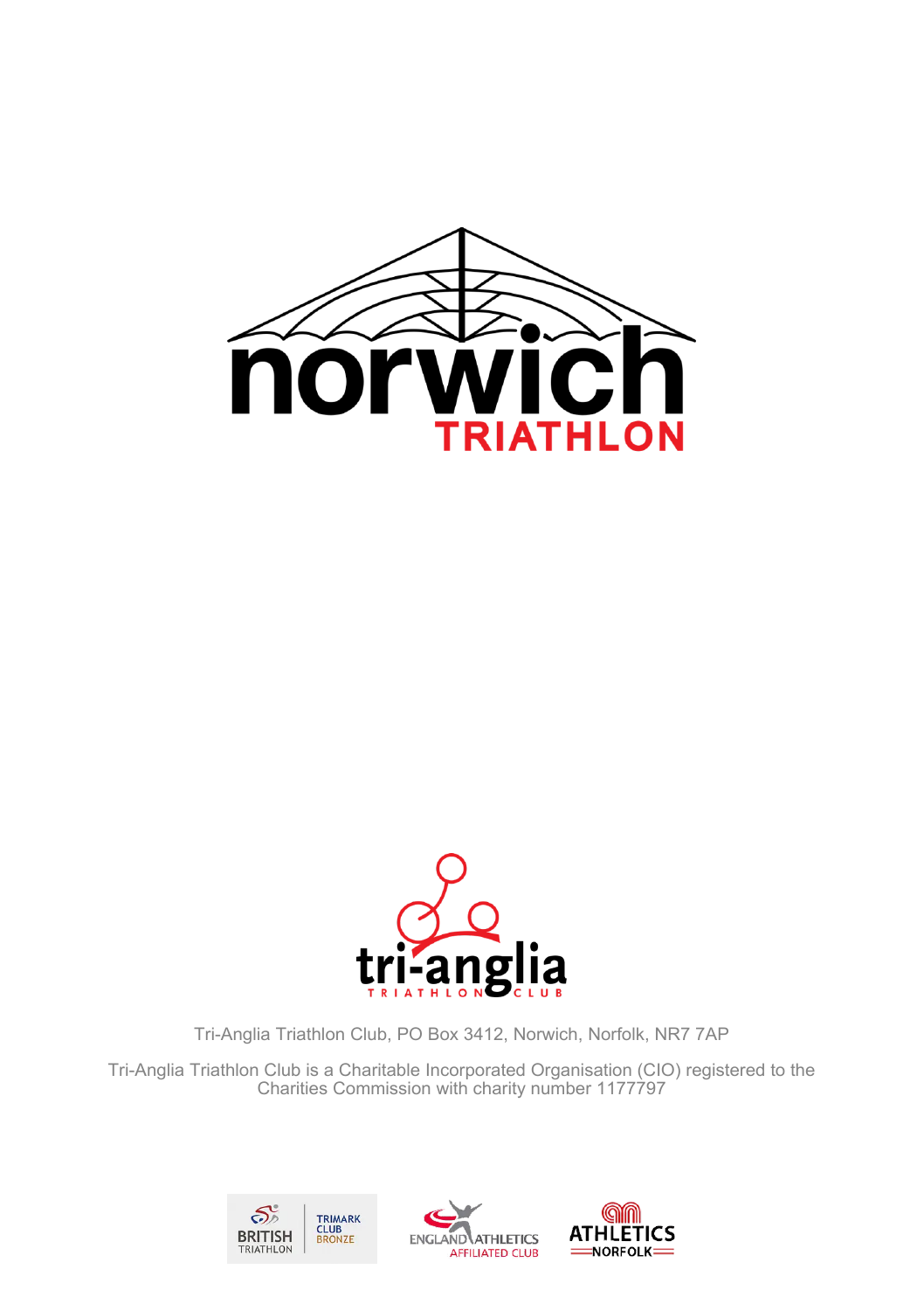Tri-Anglia Triathlon Club, PO Box 3412, Norwich, Norfolk, NR7 7AP

Tri-Anglia Triathlon Club is a Charitable Incorporated Organisation (CIO) registered to the Charities Commission with charity number 1177797